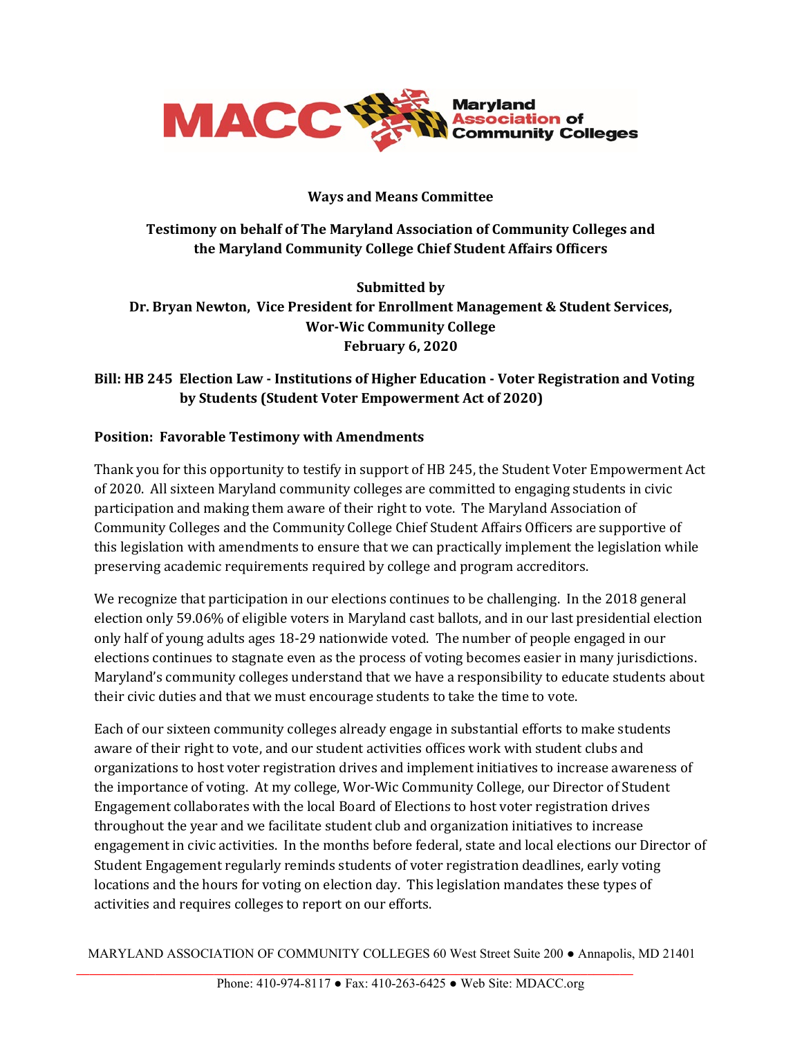**Maryland Association of Community Colleges (MACC)**

**Ways and Means Committee**

**Testimony on behalf of The Maryland Association of Community Colleges and the Maryland Community College Chief Student Affairs Officers**

**Submitted by**
**Dr. Bryan Newton, Vice President for Enrollment Management & Student Services, Wor-Wic Community College**
**February 6, 2020**

**Bill: HB 245 Election Law - Institutions of Higher Education - Voter Registration and Voting by Students (Student Voter Empowerment Act of 2020)**

**Position: Favorable Testimony with Amendments**

Thank you for this opportunity to testify in support of HB 245, the Student Voter Empowerment Act of 2020. All sixteen Maryland community colleges are committed to engaging students in civic participation and making them aware of their right to vote. The Maryland Association of Community Colleges and the Community College Chief Student Affairs Officers are supportive of this legislation with amendments to ensure that we can practically implement the legislation while preserving academic requirements required by college and program accreditors.

We recognize that participation in our elections continues to be challenging. In the 2018 general election only 59.06% of eligible voters in Maryland cast ballots, and in our last presidential election only half of young adults ages 18-29 nationwide voted. The number of people engaged in our elections continues to stagnate even as the process of voting becomes easier in many jurisdictions. Maryland's community colleges understand that we have a responsibility to educate students about their civic duties and that we must encourage students to take the time to vote.

Each of our sixteen community colleges already engage in substantial efforts to make students aware of their right to vote, and our student activities offices work with student clubs and organizations to host voter registration drives and implement initiatives to increase awareness of the importance of voting. At my college, Wor-Wic Community College, our Director of Student Engagement collaborates with the local Board of Elections to host voter registration drives throughout the year and we facilitate student club and organization initiatives to increase engagement in civic activities. In the months before federal, state and local elections our Director of Student Engagement regularly reminds students of voter registration deadlines, early voting locations and the hours for voting on election day. This legislation mandates these types of activities and requires colleges to report on our efforts.

MARYLAND ASSOCIATION OF COMMUNITY COLLEGES 60 West Street Suite 200 ● Annapolis, MD 21401

Phone: 410-974-8117 ● Fax: 410-263-6425 ● Web Site: MDACC.org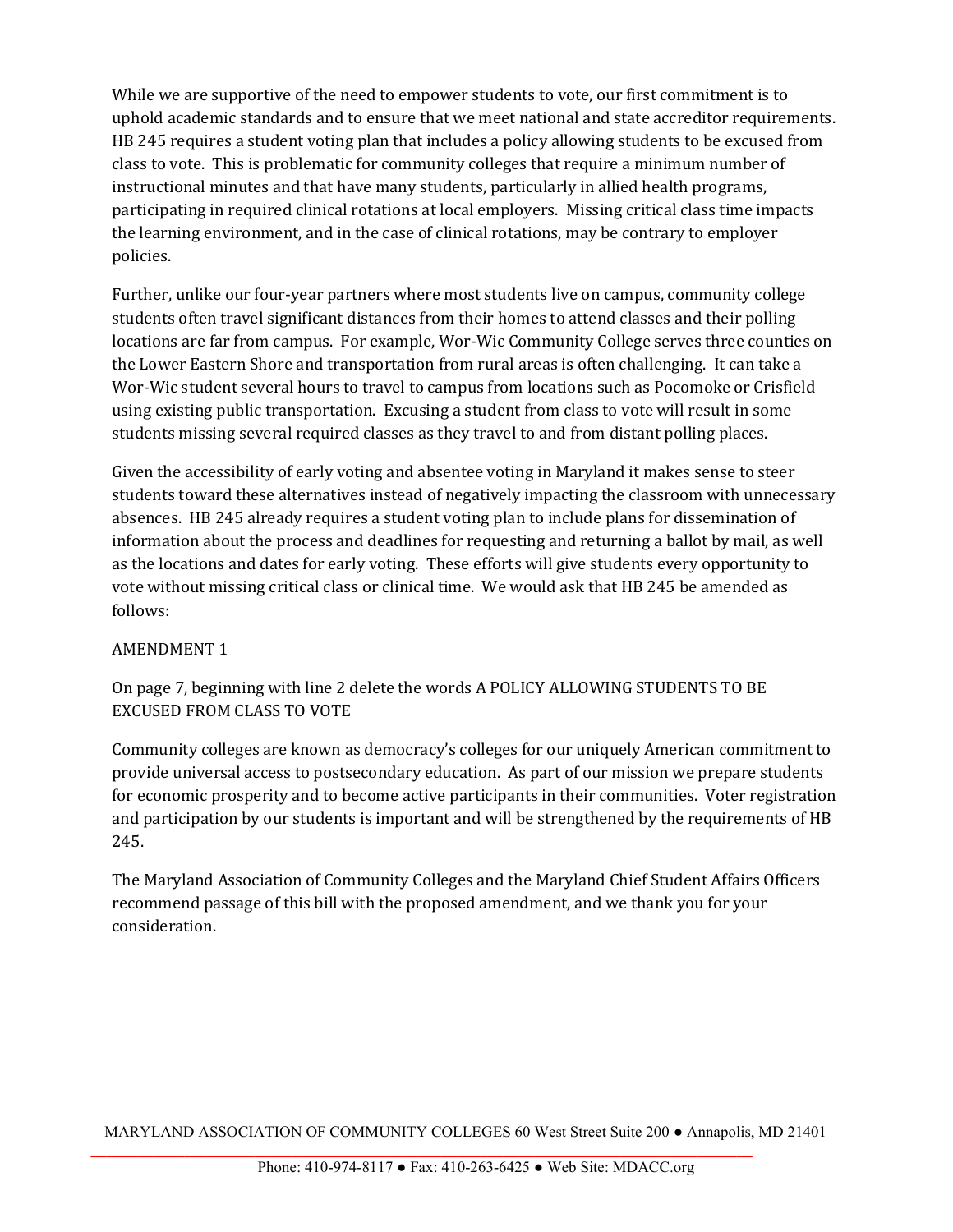While we are supportive of the need to empower students to vote, our first commitment is to uphold academic standards and to ensure that we meet national and state accreditor requirements. HB 245 requires a student voting plan that includes a policy allowing students to be excused from class to vote. This is problematic for community colleges that require a minimum number of instructional minutes and that have many students, particularly in allied health programs, participating in required clinical rotations at local employers. Missing critical class time impacts the learning environment, and in the case of clinical rotations, may be contrary to employer policies.

Further, unlike our four-year partners where most students live on campus, community college students often travel significant distances from their homes to attend classes and their polling locations are far from campus. For example, Wor-Wic Community College serves three counties on the Lower Eastern Shore and transportation from rural areas is often challenging. It can take a Wor-Wic student several hours to travel to campus from locations such as Pocomoke or Crisfield using existing public transportation. Excusing a student from class to vote will result in some students missing several required classes as they travel to and from distant polling places.

Given the accessibility of early voting and absentee voting in Maryland it makes sense to steer students toward these alternatives instead of negatively impacting the classroom with unnecessary absences. HB 245 already requires a student voting plan to include plans for dissemination of information about the process and deadlines for requesting and returning a ballot by mail, as well as the locations and dates for early voting. These efforts will give students every opportunity to vote without missing critical class or clinical time. We would ask that HB 245 be amended as follows:

AMENDMENT 1

On page 7, beginning with line 2 delete the words A POLICY ALLOWING STUDENTS TO BE EXCUSED FROM CLASS TO VOTE

Community colleges are known as democracy's colleges for our uniquely American commitment to provide universal access to postsecondary education. As part of our mission we prepare students for economic prosperity and to become active participants in their communities. Voter registration and participation by our students is important and will be strengthened by the requirements of HB 245.

The Maryland Association of Community Colleges and the Maryland Chief Student Affairs Officers recommend passage of this bill with the proposed amendment, and we thank you for your consideration.

MARYLAND ASSOCIATION OF COMMUNITY COLLEGES 60 West Street Suite 200 ● Annapolis, MD 21401

Phone: 410-974-8117 ● Fax: 410-263-6425 ● Web Site: MDACC.org